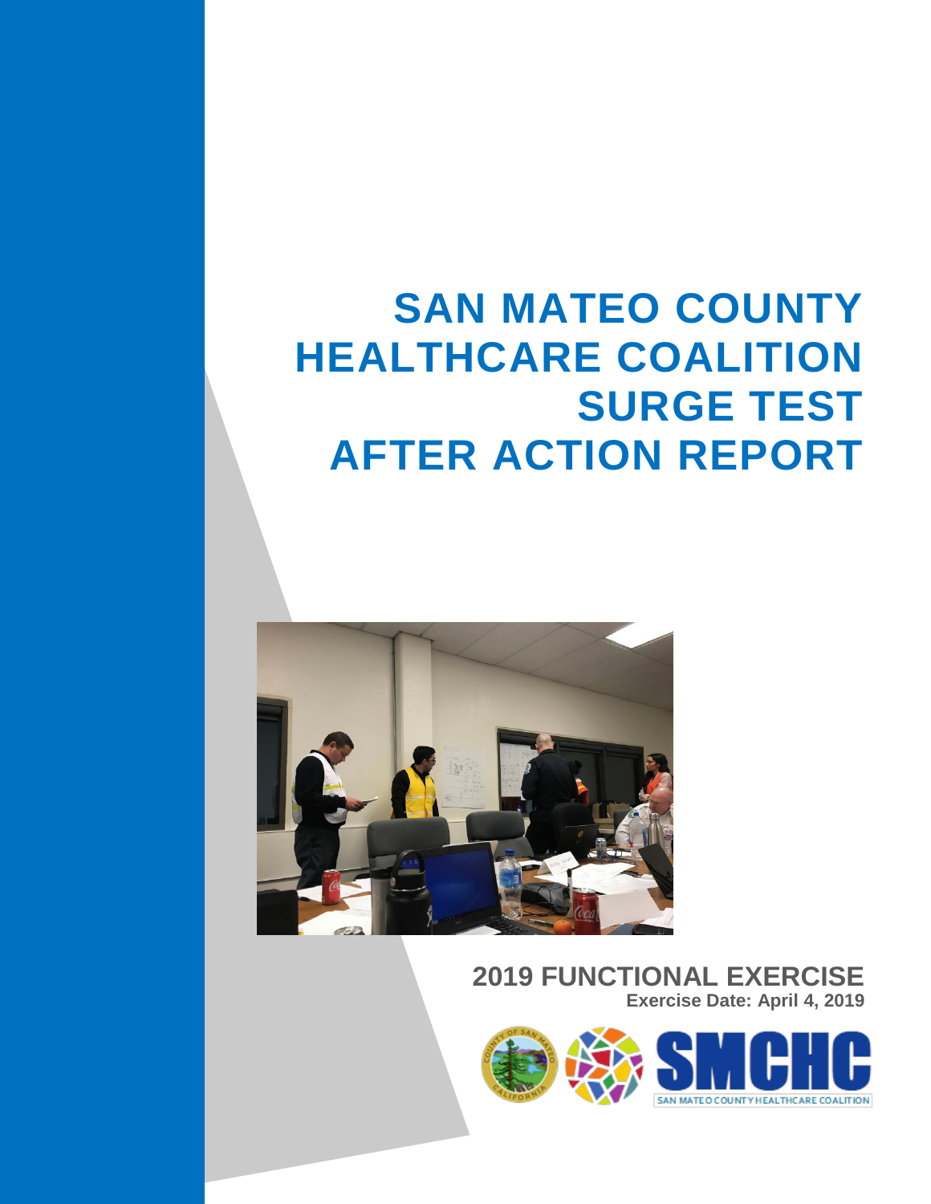# SAN MATEO COUNTY HEALTHCARE COALITION SURGE TEST AFTER ACTION REPORT

## 2019 FUNCTIONAL EXERCISE

**Exercise Date: April 4, 2019**

SMCHC

SAN MATEO COUNTY HEALTHCARE COALITION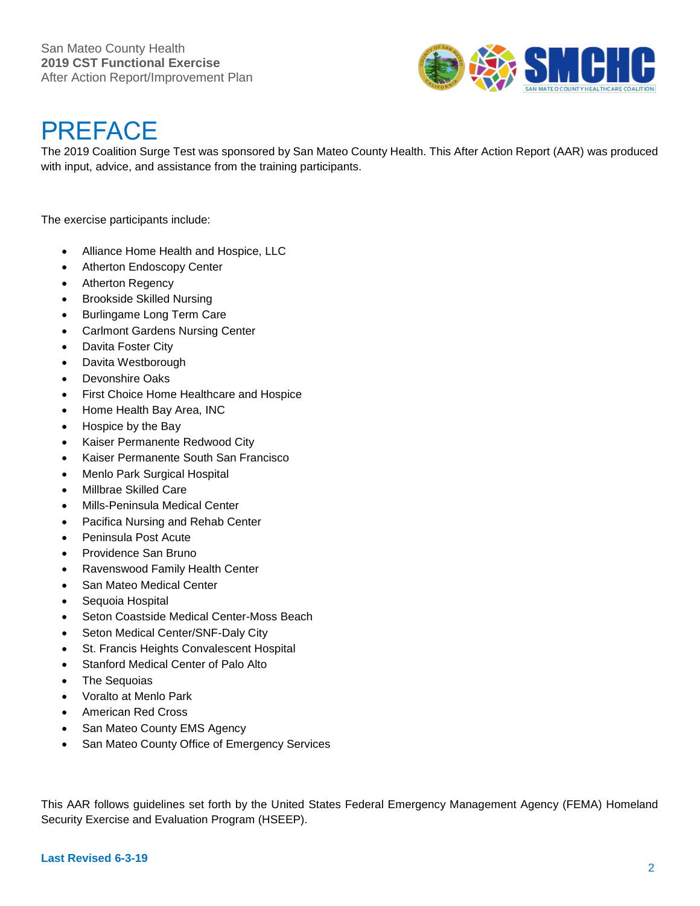# PREFACE

The 2019 Coalition Surge Test was sponsored by San Mateo County Health. This After Action Report (AAR) was produced with input, advice, and assistance from the training participants.

The exercise participants include:

- Alliance Home Health and Hospice, LLC
- Atherton Endoscopy Center
- Atherton Regency
- Brookside Skilled Nursing
- Burlingame Long Term Care
- Carlmont Gardens Nursing Center
- Davita Foster City
- Davita Westborough
- Devonshire Oaks
- First Choice Home Healthcare and Hospice
- Home Health Bay Area, INC
- Hospice by the Bay
- Kaiser Permanente Redwood City
- Kaiser Permanente South San Francisco
- Menlo Park Surgical Hospital
- Millbrae Skilled Care
- Mills-Peninsula Medical Center
- Pacifica Nursing and Rehab Center
- Peninsula Post Acute
- Providence San Bruno
- Ravenswood Family Health Center
- San Mateo Medical Center
- Sequoia Hospital
- Seton Coastside Medical Center-Moss Beach
- Seton Medical Center/SNF-Daly City
- St. Francis Heights Convalescent Hospital
- Stanford Medical Center of Palo Alto
- The Sequoias
- Voralto at Menlo Park
- American Red Cross
- San Mateo County EMS Agency
- San Mateo County Office of Emergency Services

This AAR follows guidelines set forth by the United States Federal Emergency Management Agency (FEMA) Homeland Security Exercise and Evaluation Program (HSEEP).

**Last Revised 6-3-19**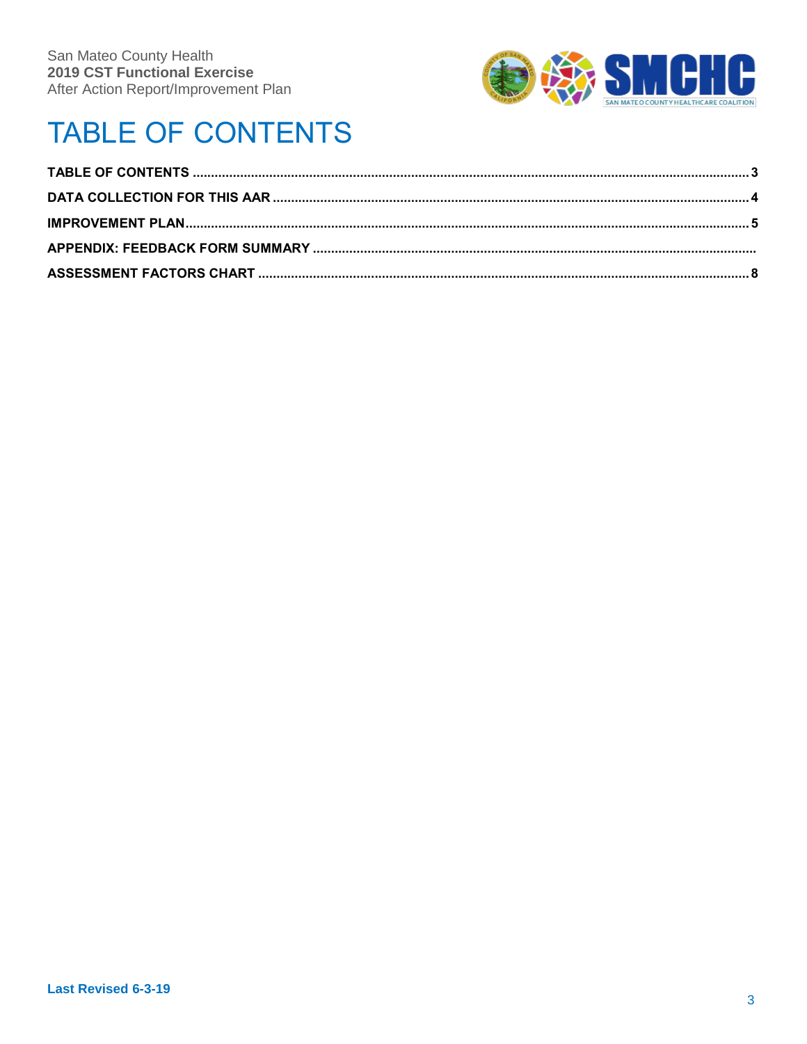# TABLE OF CONTENTS

**TABLE OF CONTENTS** .................................................................................................................................... **3**

**DATA COLLECTION FOR THIS AAR** ............................................................................................................. **4**

**IMPROVEMENT PLAN** ...................................................................................................................................... **5**

**APPENDIX: FEEDBACK FORM SUMMARY** .......................................................................................................

**ASSESSMENT FACTORS CHART** .................................................................................................................. **8**

**Last Revised 6-3-19**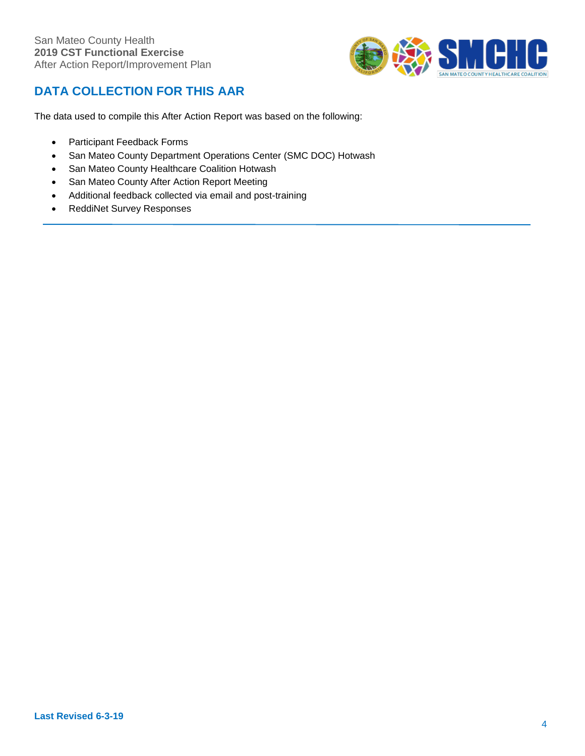## DATA COLLECTION FOR THIS AAR

The data used to compile this After Action Report was based on the following:

- Participant Feedback Forms
- San Mateo County Department Operations Center (SMC DOC) Hotwash
- San Mateo County Healthcare Coalition Hotwash
- San Mateo County After Action Report Meeting
- Additional feedback collected via email and post-training
- ReddiNet Survey Responses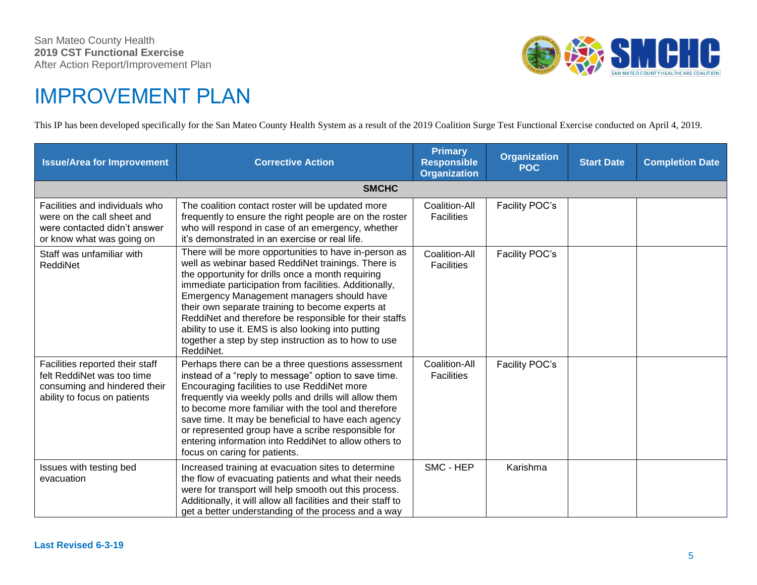# IMPROVEMENT PLAN

This IP has been developed specifically for the San Mateo County Health System as a result of the 2019 Coalition Surge Test Functional Exercise conducted on April 4, 2019.

| Issue/Area for Improvement | Corrective Action | Primary Responsible Organization | Organization POC | Start Date | Completion Date |
|---|---|---|---|---|---|
| **SMCHC** | | | | | |
| Facilities and individuals who were on the call sheet and were contacted didn't answer or know what was going on | The coalition contact roster will be updated more frequently to ensure the right people are on the roster who will respond in case of an emergency, whether it's demonstrated in an exercise or real life. | Coalition-All Facilities | Facility POC's | | |
| Staff was unfamiliar with ReddiNet | There will be more opportunities to have in-person as well as webinar based ReddiNet trainings. There is the opportunity for drills once a month requiring immediate participation from facilities. Additionally, Emergency Management managers should have their own separate training to become experts at ReddiNet and therefore be responsible for their staffs ability to use it. EMS is also looking into putting together a step by step instruction as to how to use ReddiNet. | Coalition-All Facilities | Facility POC's | | |
| Facilities reported their staff felt ReddiNet was too time consuming and hindered their ability to focus on patients | Perhaps there can be a three questions assessment instead of a "reply to message" option to save time. Encouraging facilities to use ReddiNet more frequently via weekly polls and drills will allow them to become more familiar with the tool and therefore save time. It may be beneficial to have each agency or represented group have a scribe responsible for entering information into ReddiNet to allow others to focus on caring for patients. | Coalition-All Facilities | Facility POC's | | |
| Issues with testing bed evacuation | Increased training at evacuation sites to determine the flow of evacuating patients and what their needs were for transport will help smooth out this process. Additionally, it will allow all facilities and their staff to get a better understanding of the process and a way | SMC - HEP | Karishma | | |

**Last Revised 6-3-19**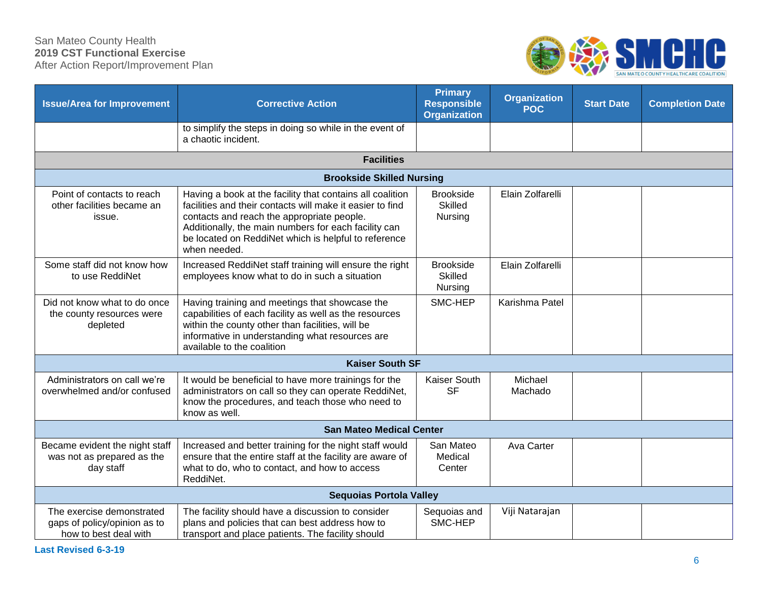| Issue/Area for Improvement | Corrective Action | Primary Responsible Organization | Organization POC | Start Date | Completion Date |
|---|---|---|---|---|---|
| | to simplify the steps in doing so while in the event of a chaotic incident. | | | | |
| **Facilities** | | | | | |
| **Brookside Skilled Nursing** | | | | | |
| Point of contacts to reach other facilities became an issue. | Having a book at the facility that contains all coalition facilities and their contacts will make it easier to find contacts and reach the appropriate people. Additionally, the main numbers for each facility can be located on ReddiNet which is helpful to reference when needed. | Brookside Skilled Nursing | Elain Zolfarelli | | |
| Some staff did not know how to use ReddiNet | Increased ReddiNet staff training will ensure the right employees know what to do in such a situation | Brookside Skilled Nursing | Elain Zolfarelli | | |
| Did not know what to do once the county resources were depleted | Having training and meetings that showcase the capabilities of each facility as well as the resources within the county other than facilities, will be informative in understanding what resources are available to the coalition | SMC-HEP | Karishma Patel | | |
| **Kaiser South SF** | | | | | |
| Administrators on call we're overwhelmed and/or confused | It would be beneficial to have more trainings for the administrators on call so they can operate ReddiNet, know the procedures, and teach those who need to know as well. | Kaiser South SF | Michael Machado | | |
| **San Mateo Medical Center** | | | | | |
| Became evident the night staff was not as prepared as the day staff | Increased and better training for the night staff would ensure that the entire staff at the facility are aware of what to do, who to contact, and how to access ReddiNet. | San Mateo Medical Center | Ava Carter | | |
| **Sequoias Portola Valley** | | | | | |
| The exercise demonstrated gaps of policy/opinion as to how to best deal with | The facility should have a discussion to consider plans and policies that can best address how to transport and place patients. The facility should | Sequoias and SMC-HEP | Viji Natarajan | | |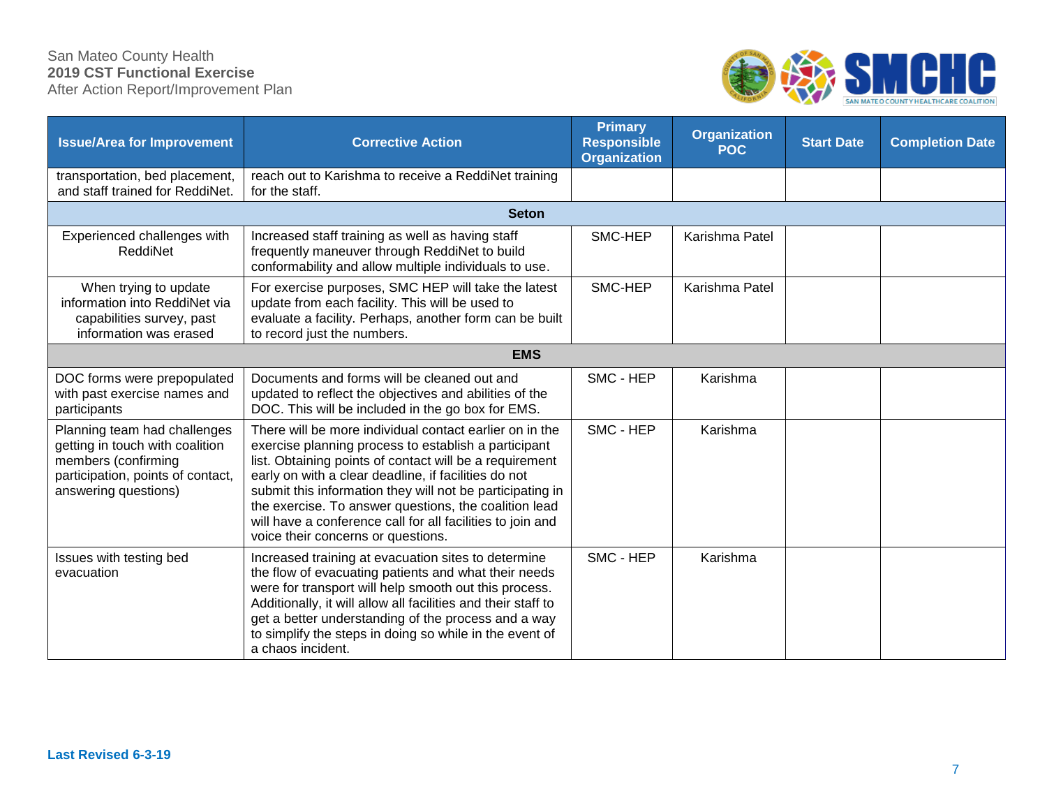| Issue/Area for Improvement | Corrective Action | Primary Responsible Organization | Organization POC | Start Date | Completion Date |
|---|---|---|---|---|---|
| transportation, bed placement, and staff trained for ReddiNet. | reach out to Karishma to receive a ReddiNet training for the staff. | | | | |
| **Seton** | | | | | |
| Experienced challenges with ReddiNet | Increased staff training as well as having staff frequently maneuver through ReddiNet to build conformability and allow multiple individuals to use. | SMC-HEP | Karishma Patel | | |
| When trying to update information into ReddiNet via capabilities survey, past information was erased | For exercise purposes, SMC HEP will take the latest update from each facility. This will be used to evaluate a facility. Perhaps, another form can be built to record just the numbers. | SMC-HEP | Karishma Patel | | |
| **EMS** | | | | | |
| DOC forms were prepopulated with past exercise names and participants | Documents and forms will be cleaned out and updated to reflect the objectives and abilities of the DOC. This will be included in the go box for EMS. | SMC - HEP | Karishma | | |
| Planning team had challenges getting in touch with coalition members (confirming participation, points of contact, answering questions) | There will be more individual contact earlier on in the exercise planning process to establish a participant list. Obtaining points of contact will be a requirement early on with a clear deadline, if facilities do not submit this information they will not be participating in the exercise. To answer questions, the coalition lead will have a conference call for all facilities to join and voice their concerns or questions. | SMC - HEP | Karishma | | |
| Issues with testing bed evacuation | Increased training at evacuation sites to determine the flow of evacuating patients and what their needs were for transport will help smooth out this process. Additionally, it will allow all facilities and their staff to get a better understanding of the process and a way to simplify the steps in doing so while in the event of a chaos incident. | SMC - HEP | Karishma | | |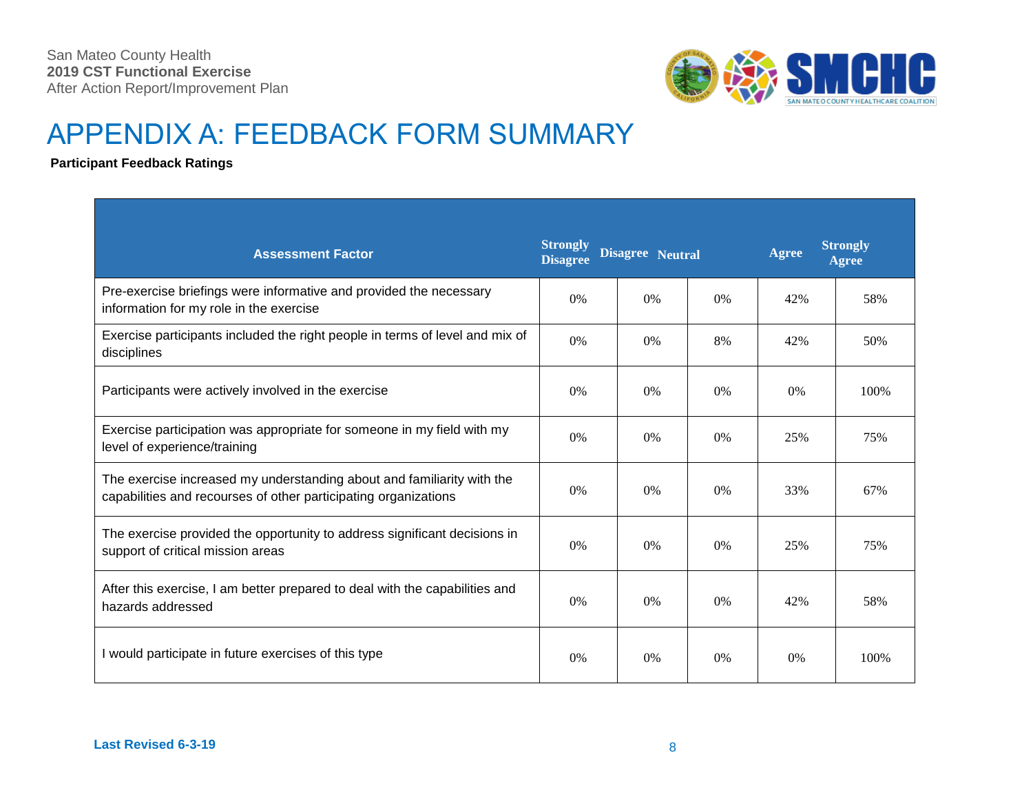# APPENDIX A: FEEDBACK FORM SUMMARY

**Participant Feedback Ratings**

| Assessment Factor | Strongly Disagree | Disagree | Neutral | Agree | Strongly Agree |
|---|---|---|---|---|---|
| Pre-exercise briefings were informative and provided the necessary information for my role in the exercise | 0% | 0% | 0% | 42% | 58% |
| Exercise participants included the right people in terms of level and mix of disciplines | 0% | 0% | 8% | 42% | 50% |
| Participants were actively involved in the exercise | 0% | 0% | 0% | 0% | 100% |
| Exercise participation was appropriate for someone in my field with my level of experience/training | 0% | 0% | 0% | 25% | 75% |
| The exercise increased my understanding about and familiarity with the capabilities and recourses of other participating organizations | 0% | 0% | 0% | 33% | 67% |
| The exercise provided the opportunity to address significant decisions in support of critical mission areas | 0% | 0% | 0% | 25% | 75% |
| After this exercise, I am better prepared to deal with the capabilities and hazards addressed | 0% | 0% | 0% | 42% | 58% |
| I would participate in future exercises of this type | 0% | 0% | 0% | 0% | 100% |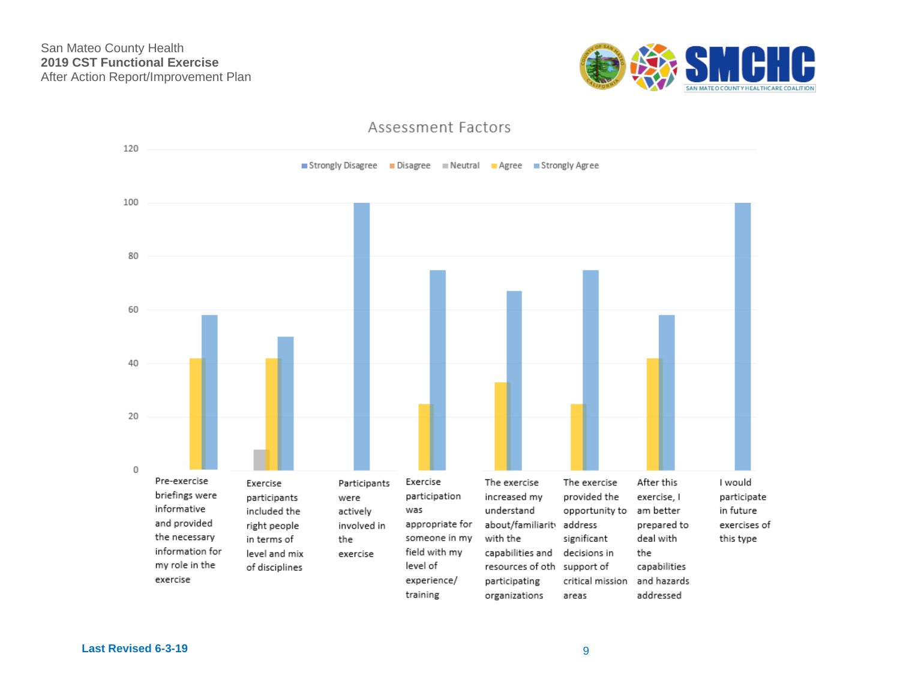## Assessment Factors

| Assessment Factor | Strongly Disagree | Disagree | Neutral | Agree | Strongly Agree |
|---|---|---|---|---|---|
| Pre-exercise briefings were informative and provided the necessary information for my role in the exercise | | | | 42 | 58 |
| Exercise participants included the right people in terms of level and mix of disciplines | | | 8 | 42 | 50 |
| Participants were actively involved in the exercise | | | | | 100 |
| Exercise participation was appropriate for someone in my field with my level of experience/ training | | | | 25 | 75 |
| The exercise increased my understand about/familiarity with the capabilities and resources of oth participating organizations | | | | 33 | 67 |
| The exercise provided the opportunity to address significant decisions in support of critical mission areas | | | | 25 | 75 |
| After this exercise, I am better prepared to deal with the capabilities and hazards addressed | | | | 42 | 58 |
| I would participate in future exercises of this type | | | | | 100 |

**Last Revised 6-3-19**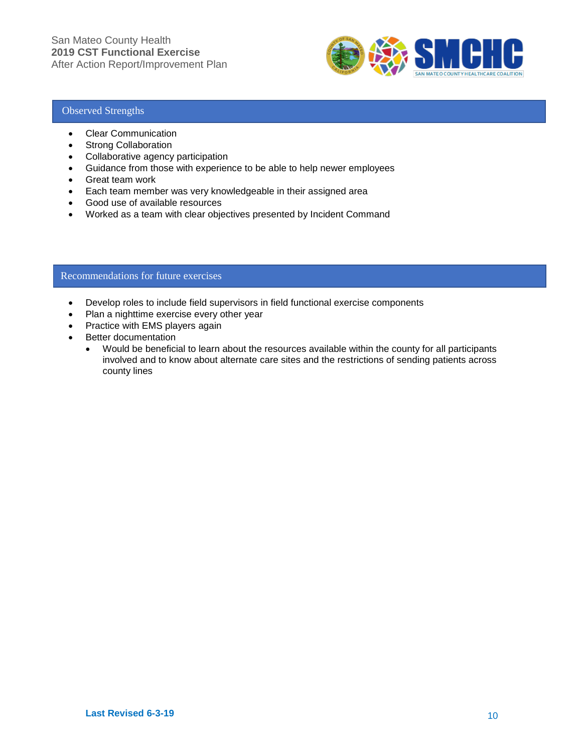## Observed Strengths

- Clear Communication
- Strong Collaboration
- Collaborative agency participation
- Guidance from those with experience to be able to help newer employees
- Great team work
- Each team member was very knowledgeable in their assigned area
- Good use of available resources
- Worked as a team with clear objectives presented by Incident Command

## Recommendations for future exercises

- Develop roles to include field supervisors in field functional exercise components
- Plan a nighttime exercise every other year
- Practice with EMS players again
- Better documentation
  - Would be beneficial to learn about the resources available within the county for all participants involved and to know about alternate care sites and the restrictions of sending patients across county lines